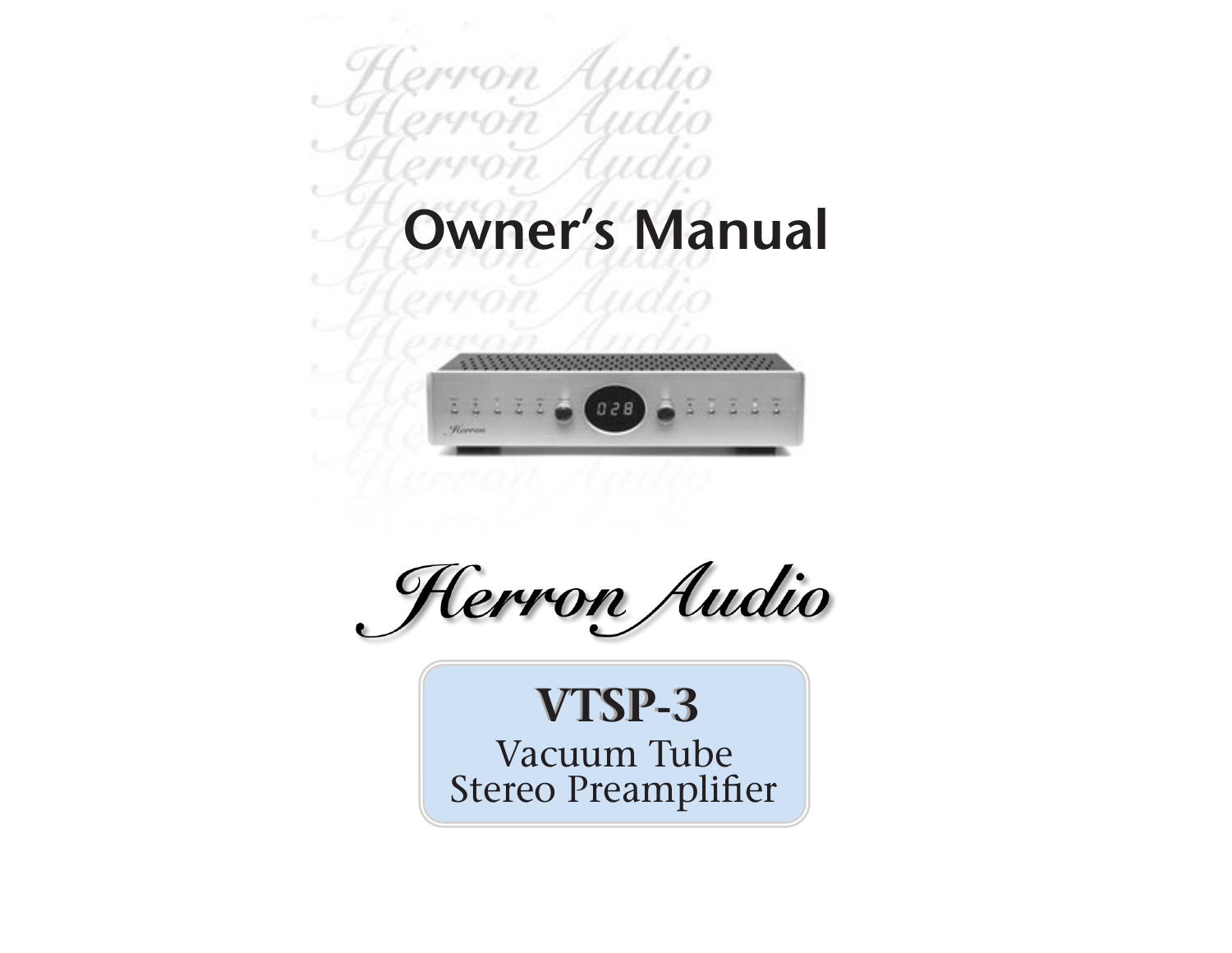# Owner's Manual

Herron Audio

**VTSP-3**

Vacuum Tube
Stereo Preamplifier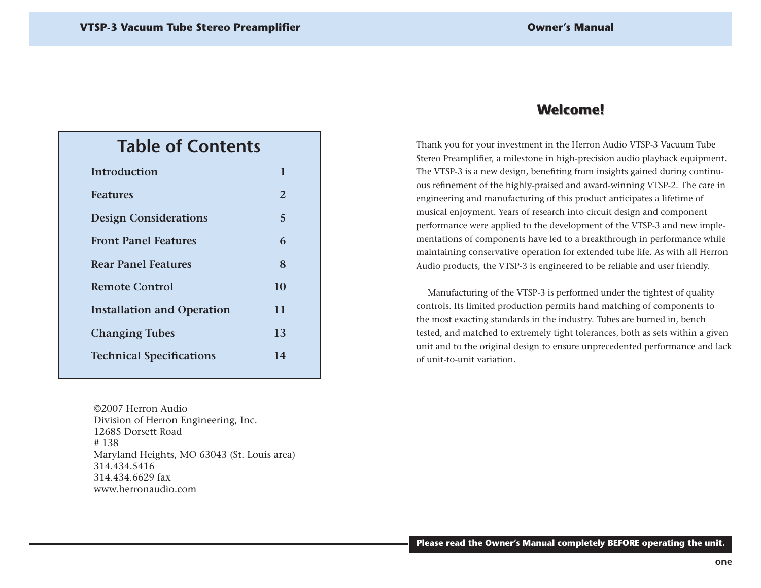## Table of Contents

| | |
|---|---|
| Introduction | 1 |
| Features | 2 |
| Design Considerations | 5 |
| Front Panel Features | 6 |
| Rear Panel Features | 8 |
| Remote Control | 10 |
| Installation and Operation | 11 |
| Changing Tubes | 13 |
| Technical Specifications | 14 |

©2007 Herron Audio
Division of Herron Engineering, Inc.
12685 Dorsett Road
# 138
Maryland Heights, MO 63043 (St. Louis area)
314.434.5416
314.434.6629 fax
www.herronaudio.com

## Welcome!

Thank you for your investment in the Herron Audio VTSP-3 Vacuum Tube Stereo Preamplifier, a milestone in high-precision audio playback equipment. The VTSP-3 is a new design, benefiting from insights gained during continuous refinement of the highly-praised and award-winning VTSP-2. The care in engineering and manufacturing of this product anticipates a lifetime of musical enjoyment. Years of research into circuit design and component performance were applied to the development of the VTSP-3 and new implementations of components have led to a breakthrough in performance while maintaining conservative operation for extended tube life. As with all Herron Audio products, the VTSP-3 is engineered to be reliable and user friendly.

Manufacturing of the VTSP-3 is performed under the tightest of quality controls. Its limited production permits hand matching of components to the most exacting standards in the industry. Tubes are burned in, bench tested, and matched to extremely tight tolerances, both as sets within a given unit and to the original design to ensure unprecedented performance and lack of unit-to-unit variation.

**Please read the Owner's Manual completely BEFORE operating the unit.**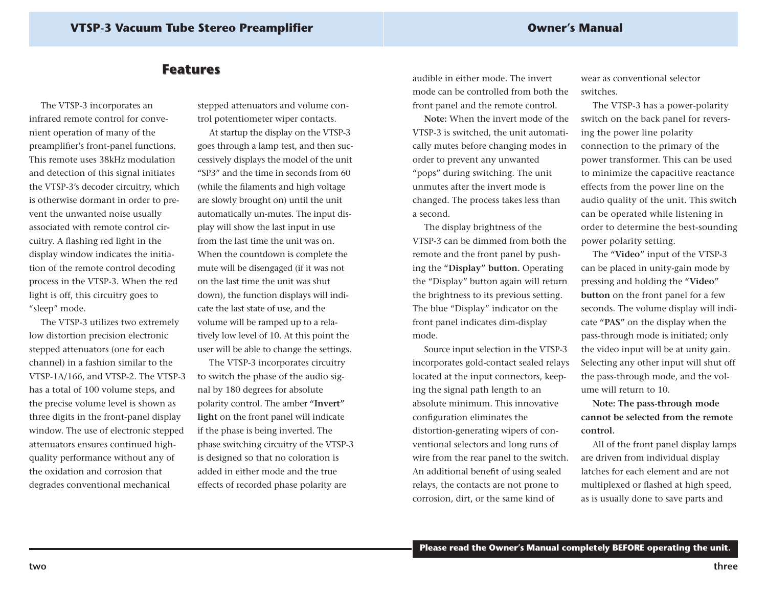## Features

The VTSP-3 incorporates an infrared remote control for convenient operation of many of the preamplifier's front-panel functions. This remote uses 38kHz modulation and detection of this signal initiates the VTSP-3's decoder circuitry, which is otherwise dormant in order to prevent the unwanted noise usually associated with remote control circuitry. A flashing red light in the display window indicates the initiation of the remote control decoding process in the VTSP-3. When the red light is off, this circuitry goes to "sleep" mode.

The VTSP-3 utilizes two extremely low distortion precision electronic stepped attenuators (one for each channel) in a fashion similar to the VTSP-1A/166, and VTSP-2. The VTSP-3 has a total of 100 volume steps, and the precise volume level is shown as three digits in the front-panel display window. The use of electronic stepped attenuators ensures continued high-quality performance without any of the oxidation and corrosion that degrades conventional mechanical stepped attenuators and volume control potentiometer wiper contacts.

At startup the display on the VTSP-3 goes through a lamp test, and then successively displays the model of the unit "SP3" and the time in seconds from 60 (while the filaments and high voltage are slowly brought on) until the unit automatically un-mutes. The input display will show the last input in use from the last time the unit was on. When the countdown is complete the mute will be disengaged (if it was not on the last time the unit was shut down), the function displays will indicate the last state of use, and the volume will be ramped up to a relatively low level of 10. At this point the user will be able to change the settings.

The VTSP-3 incorporates circuitry to switch the phase of the audio signal by 180 degrees for absolute polarity control. The amber "**Invert**" **light** on the front panel will indicate if the phase is being inverted. The phase switching circuitry of the VTSP-3 is designed so that no coloration is added in either mode and the true effects of recorded phase polarity are audible in either mode. The invert mode can be controlled from both the front panel and the remote control.

**Note:** When the invert mode of the VTSP-3 is switched, the unit automatically mutes before changing modes in order to prevent any unwanted "pops" during switching. The unit unmutes after the invert mode is changed. The process takes less than a second.

The display brightness of the VTSP-3 can be dimmed from both the remote and the front panel by pushing the "**Display" button.** Operating the "Display" button again will return the brightness to its previous setting. The blue "Display" indicator on the front panel indicates dim-display mode.

Source input selection in the VTSP-3 incorporates gold-contact sealed relays located at the input connectors, keeping the signal path length to an absolute minimum. This innovative configuration eliminates the distortion-generating wipers of conventional selectors and long runs of wire from the rear panel to the switch. An additional benefit of using sealed relays, the contacts are not prone to corrosion, dirt, or the same kind of wear as conventional selector switches.

The VTSP-3 has a power-polarity switch on the back panel for reversing the power line polarity connection to the primary of the power transformer. This can be used to minimize the capacitive reactance effects from the power line on the audio quality of the unit. This switch can be operated while listening in order to determine the best-sounding power polarity setting.

The "**Video**" input of the VTSP-3 can be placed in unity-gain mode by pressing and holding the "**Video**" **button** on the front panel for a few seconds. The volume display will indicate "**PAS**" on the display when the pass-through mode is initiated; only the video input will be at unity gain. Selecting any other input will shut off the pass-through mode, and the volume will return to 10.

**Note: The pass-through mode cannot be selected from the remote control.**

All of the front panel display lamps are driven from individual display latches for each element and are not multiplexed or flashed at high speed, as is usually done to save parts and

**Please read the Owner's Manual completely BEFORE operating the unit.**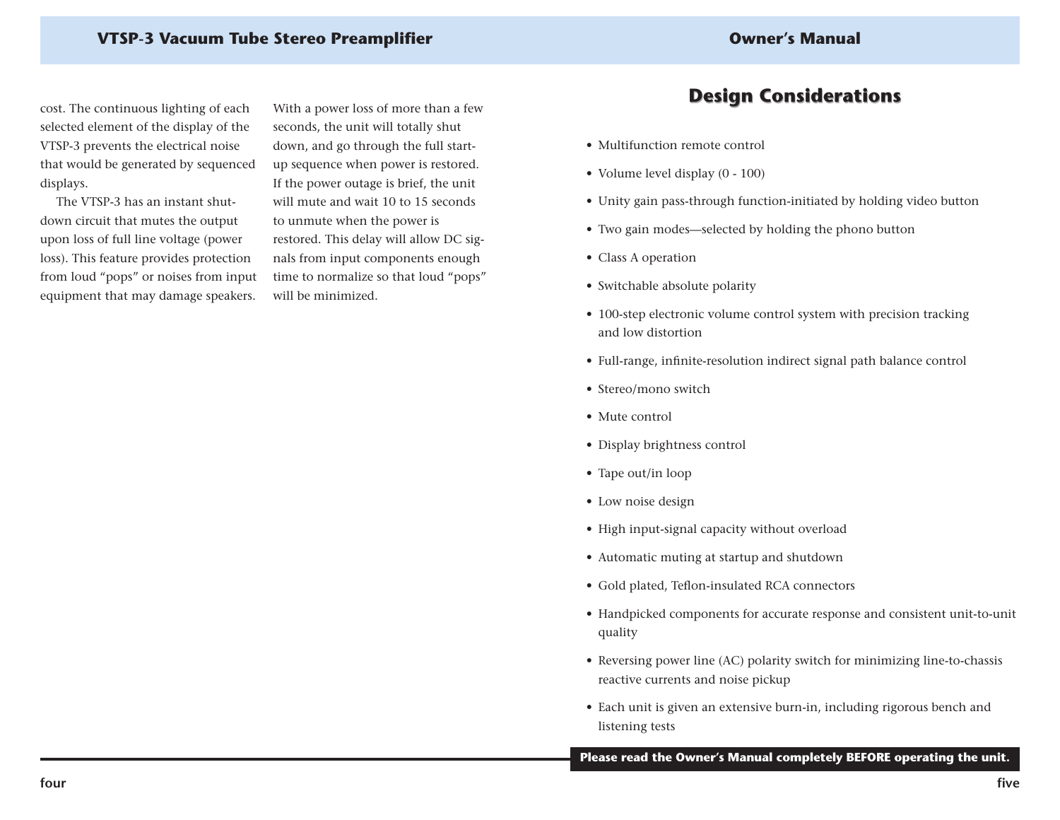cost. The continuous lighting of each selected element of the display of the VTSP-3 prevents the electrical noise that would be generated by sequenced displays.

The VTSP-3 has an instant shut-down circuit that mutes the output upon loss of full line voltage (power loss). This feature provides protection from loud "pops" or noises from input equipment that may damage speakers. With a power loss of more than a few seconds, the unit will totally shut down, and go through the full start-up sequence when power is restored. If the power outage is brief, the unit will mute and wait 10 to 15 seconds to unmute when the power is restored. This delay will allow DC signals from input components enough time to normalize so that loud "pops" will be minimized.

# Design Considerations

- Multifunction remote control
- Volume level display (0 - 100)
- Unity gain pass-through function-initiated by holding video button
- Two gain modes—selected by holding the phono button
- Class A operation
- Switchable absolute polarity
- 100-step electronic volume control system with precision tracking and low distortion
- Full-range, infinite-resolution indirect signal path balance control
- Stereo/mono switch
- Mute control
- Display brightness control
- Tape out/in loop
- Low noise design
- High input-signal capacity without overload
- Automatic muting at startup and shutdown
- Gold plated, Teflon-insulated RCA connectors
- Handpicked components for accurate response and consistent unit-to-unit quality
- Reversing power line (AC) polarity switch for minimizing line-to-chassis reactive currents and noise pickup
- Each unit is given an extensive burn-in, including rigorous bench and listening tests

**Please read the Owner's Manual completely BEFORE operating the unit.**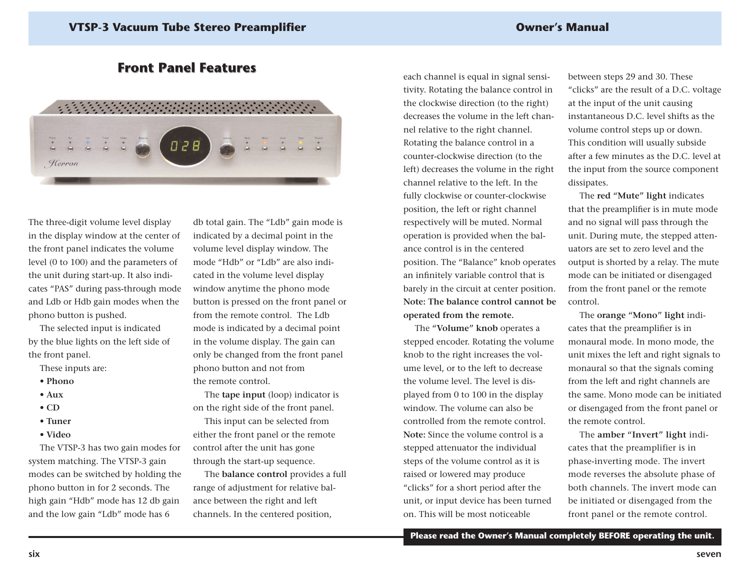## Front Panel Features

The three-digit volume level display in the display window at the center of the front panel indicates the volume level (0 to 100) and the parameters of the unit during start-up. It also indicates "PAS" during pass-through mode and Ldb or Hdb gain modes when the phono button is pushed.

The selected input is indicated by the blue lights on the left side of the front panel.

These inputs are:

- **Phono**
- **Aux**
- **CD**
- **Tuner**
- **Video**

The VTSP-3 has two gain modes for system matching. The VTSP-3 gain modes can be switched by holding the phono button in for 2 seconds. The high gain "Hdb" mode has 12 db gain and the low gain "Ldb" mode has 6 db total gain. The "Ldb" gain mode is indicated by a decimal point in the volume level display window. The mode "Hdb" or "Ldb" are also indicated in the volume level display window anytime the phono mode button is pressed on the front panel or from the remote control. The Ldb mode is indicated by a decimal point in the volume display. The gain can only be changed from the front panel phono button and not from the remote control.

The **tape input** (loop) indicator is on the right side of the front panel.

This input can be selected from either the front panel or the remote control after the unit has gone through the start-up sequence.

The **balance control** provides a full range of adjustment for relative balance between the right and left channels. In the centered position, each channel is equal in signal sensitivity. Rotating the balance control in the clockwise direction (to the right) decreases the volume in the left channel relative to the right channel. Rotating the balance control in a counter-clockwise direction (to the left) decreases the volume in the right channel relative to the left. In the fully clockwise or counter-clockwise position, the left or right channel respectively will be muted. Normal operation is provided when the balance control is in the centered position. The "Balance" knob operates an infinitely variable control that is barely in the circuit at center position. **Note: The balance control cannot be operated from the remote.**

The **"Volume" knob** operates a stepped encoder. Rotating the volume knob to the right increases the volume level, or to the left to decrease the volume level. The level is displayed from 0 to 100 in the display window. The volume can also be controlled from the remote control. **Note:** Since the volume control is a stepped attenuator the individual steps of the volume control as it is raised or lowered may produce "clicks" for a short period after the unit, or input device has been turned on. This will be most noticeable between steps 29 and 30. These "clicks" are the result of a D.C. voltage at the input of the unit causing instantaneous D.C. level shifts as the volume control steps up or down. This condition will usually subside after a few minutes as the D.C. level at the input from the source component dissipates.

The **red "Mute" light** indicates that the preamplifier is in mute mode and no signal will pass through the unit. During mute, the stepped attenuators are set to zero level and the output is shorted by a relay. The mute mode can be initiated or disengaged from the front panel or the remote control.

The **orange "Mono" light** indicates that the preamplifier is in monaural mode. In mono mode, the unit mixes the left and right signals to monaural so that the signals coming from the left and right channels are the same. Mono mode can be initiated or disengaged from the front panel or the remote control.

The **amber "Invert" light** indicates that the preamplifier is in phase-inverting mode. The invert mode reverses the absolute phase of both channels. The invert mode can be initiated or disengaged from the front panel or the remote control.

**Please read the Owner's Manual completely BEFORE operating the unit.**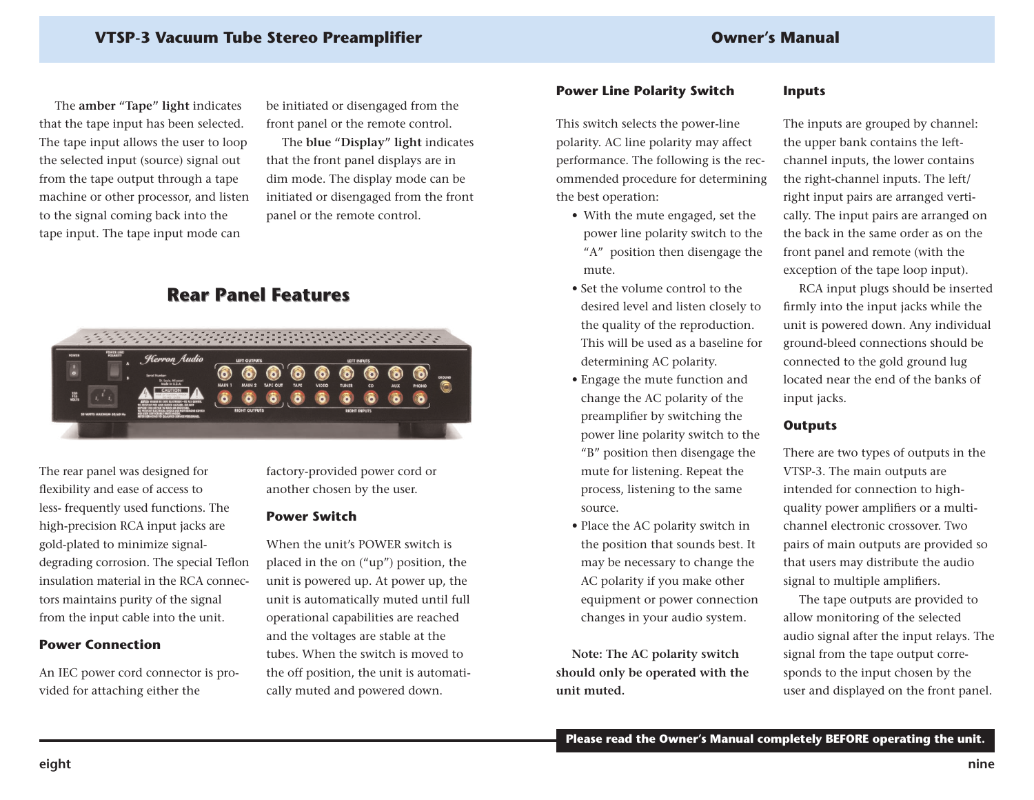The **amber "Tape" light** indicates that the tape input has been selected. The tape input allows the user to loop the selected input (source) signal out from the tape output through a tape machine or other processor, and listen to the signal coming back into the tape input. The tape input mode can be initiated or disengaged from the front panel or the remote control.

The **blue "Display" light** indicates that the front panel displays are in dim mode. The display mode can be initiated or disengaged from the front panel or the remote control.

## Rear Panel Features

The rear panel was designed for flexibility and ease of access to less- frequently used functions. The high-precision RCA input jacks are gold-plated to minimize signal-degrading corrosion. The special Teflon insulation material in the RCA connectors maintains purity of the signal from the input cable into the unit.

### Power Connection

An IEC power cord connector is provided for attaching either the factory-provided power cord or another chosen by the user.

### Power Switch

When the unit's POWER switch is placed in the on ("up") position, the unit is powered up. At power up, the unit is automatically muted until full operational capabilities are reached and the voltages are stable at the tubes. When the switch is moved to the off position, the unit is automatically muted and powered down.

### Power Line Polarity Switch

This switch selects the power-line polarity. AC line polarity may affect performance. The following is the recommended procedure for determining the best operation:

- With the mute engaged, set the power line polarity switch to the "A" position then disengage the mute.
- Set the volume control to the desired level and listen closely to the quality of the reproduction. This will be used as a baseline for determining AC polarity.
- Engage the mute function and change the AC polarity of the preamplifier by switching the power line polarity switch to the "B" position then disengage the mute for listening. Repeat the process, listening to the same source.
- Place the AC polarity switch in the position that sounds best. It may be necessary to change the AC polarity if you make other equipment or power connection changes in your audio system.

**Note: The AC polarity switch should only be operated with the unit muted.**

### Inputs

The inputs are grouped by channel: the upper bank contains the left-channel inputs, the lower contains the right-channel inputs. The left/right input pairs are arranged vertically. The input pairs are arranged on the back in the same order as on the front panel and remote (with the exception of the tape loop input).

RCA input plugs should be inserted firmly into the input jacks while the unit is powered down. Any individual ground-bleed connections should be connected to the gold ground lug located near the end of the banks of input jacks.

### Outputs

There are two types of outputs in the VTSP-3. The main outputs are intended for connection to high-quality power amplifiers or a multi-channel electronic crossover. Two pairs of main outputs are provided so that users may distribute the audio signal to multiple amplifiers.

The tape outputs are provided to allow monitoring of the selected audio signal after the input relays. The signal from the tape output corresponds to the input chosen by the user and displayed on the front panel.

**Please read the Owner's Manual completely BEFORE operating the unit.**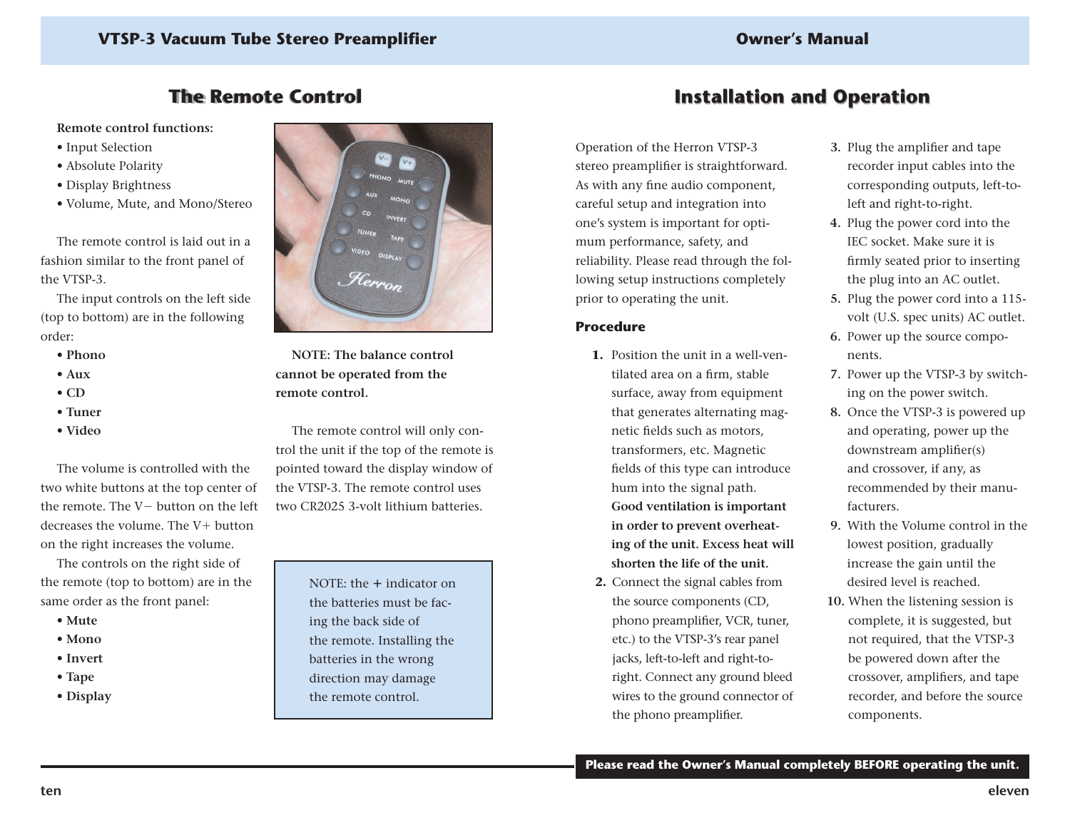## The Remote Control

**Remote control functions:**

- Input Selection
- Absolute Polarity
- Display Brightness
- Volume, Mute, and Mono/Stereo

The remote control is laid out in a fashion similar to the front panel of the VTSP-3.

The input controls on the left side (top to bottom) are in the following order:

- **Phono**
- **Aux**
- **CD**
- **Tuner**
- **Video**

The volume is controlled with the two white buttons at the top center of the remote. The V− button on the left decreases the volume. The V+ button on the right increases the volume.

The controls on the right side of the remote (top to bottom) are in the same order as the front panel:

- **Mute**
- **Mono**
- **Invert**
- **Tape**
- **Display**

**NOTE: The balance control cannot be operated from the remote control.**

The remote control will only control the unit if the top of the remote is pointed toward the display window of the VTSP-3. The remote control uses two CR2025 3-volt lithium batteries.

> NOTE: the + indicator on the batteries must be facing the back side of the remote. Installing the batteries in the wrong direction may damage the remote control.

## Installation and Operation

Operation of the Herron VTSP-3 stereo preamplifier is straightforward. As with any fine audio component, careful setup and integration into one's system is important for optimum performance, safety, and reliability. Please read through the following setup instructions completely prior to operating the unit.

### Procedure

1. Position the unit in a well-ventilated area on a firm, stable surface, away from equipment that generates alternating magnetic fields such as motors, transformers, etc. Magnetic fields of this type can introduce hum into the signal path. **Good ventilation is important in order to prevent overheating of the unit. Excess heat will shorten the life of the unit.**
2. Connect the signal cables from the source components (CD, phono preamplifier, VCR, tuner, etc.) to the VTSP-3's rear panel jacks, left-to-left and right-to-right. Connect any ground bleed wires to the ground connector of the phono preamplifier.
3. Plug the amplifier and tape recorder input cables into the corresponding outputs, left-to-left and right-to-right.
4. Plug the power cord into the IEC socket. Make sure it is firmly seated prior to inserting the plug into an AC outlet.
5. Plug the power cord into a 115-volt (U.S. spec units) AC outlet.
6. Power up the source components.
7. Power up the VTSP-3 by switching on the power switch.
8. Once the VTSP-3 is powered up and operating, power up the downstream amplifier(s) and crossover, if any, as recommended by their manufacturers.
9. With the Volume control in the lowest position, gradually increase the gain until the desired level is reached.
10. When the listening session is complete, it is suggested, but not required, that the VTSP-3 be powered down after the crossover, amplifiers, and tape recorder, and before the source components.

**Please read the Owner's Manual completely BEFORE operating the unit.**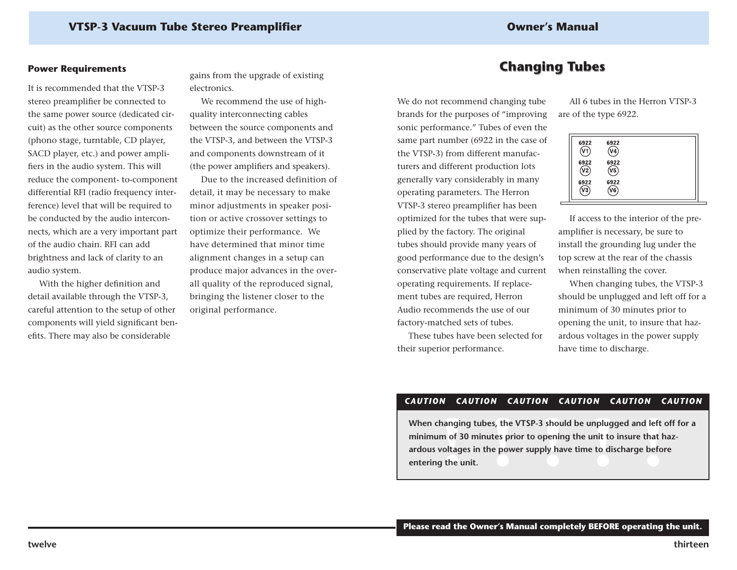### Power Requirements

It is recommended that the VTSP-3 stereo preamplifier be connected to the same power source (dedicated circuit) as the other source components (phono stage, turntable, CD player, SACD player, etc.) and power amplifiers in the audio system. This will reduce the component- to-component differential RFI (radio frequency interference) level that will be required to be conducted by the audio interconnects, which are a very important part of the audio chain. RFI can add brightness and lack of clarity to an audio system.

With the higher definition and detail available through the VTSP-3, careful attention to the setup of other components will yield significant benefits. There may also be considerable gains from the upgrade of existing electronics.

We recommend the use of high-quality interconnecting cables between the source components and the VTSP-3, and between the VTSP-3 and components downstream of it (the power amplifiers and speakers).

Due to the increased definition of detail, it may be necessary to make minor adjustments in speaker position or active crossover settings to optimize their performance. We have determined that minor time alignment changes in a setup can produce major advances in the overall quality of the reproduced signal, bringing the listener closer to the original performance.

## Changing Tubes

We do not recommend changing tube brands for the purposes of "improving sonic performance." Tubes of even the same part number (6922 in the case of the VTSP-3) from different manufacturers and different production lots generally vary considerably in many operating parameters. The Herron VTSP-3 stereo preamplifier has been optimized for the tubes that were supplied by the factory. The original tubes should provide many years of good performance due to the design's conservative plate voltage and current operating requirements. If replacement tubes are required, Herron Audio recommends the use of our factory-matched sets of tubes.

These tubes have been selected for their superior performance.

All 6 tubes in the Herron VTSP-3 are of the type 6922.

| 6922 | 6922 |
|---|---|
| V1 | V4 |
| 6922 | 6922 |
| V2 | V5 |
| 6922 | 6922 |
| V3 | V6 |

If access to the interior of the preamplifier is necessary, be sure to install the grounding lug under the top screw at the rear of the chassis when reinstalling the cover.

When changing tubes, the VTSP-3 should be unplugged and left off for a minimum of 30 minutes prior to opening the unit, to insure that hazardous voltages in the power supply have time to discharge.

***CAUTION CAUTION CAUTION CAUTION CAUTION CAUTION***

**When changing tubes, the VTSP-3 should be unplugged and left off for a minimum of 30 minutes prior to opening the unit to insure that hazardous voltages in the power supply have time to discharge before entering the unit.**

**Please read the Owner's Manual completely BEFORE operating the unit.**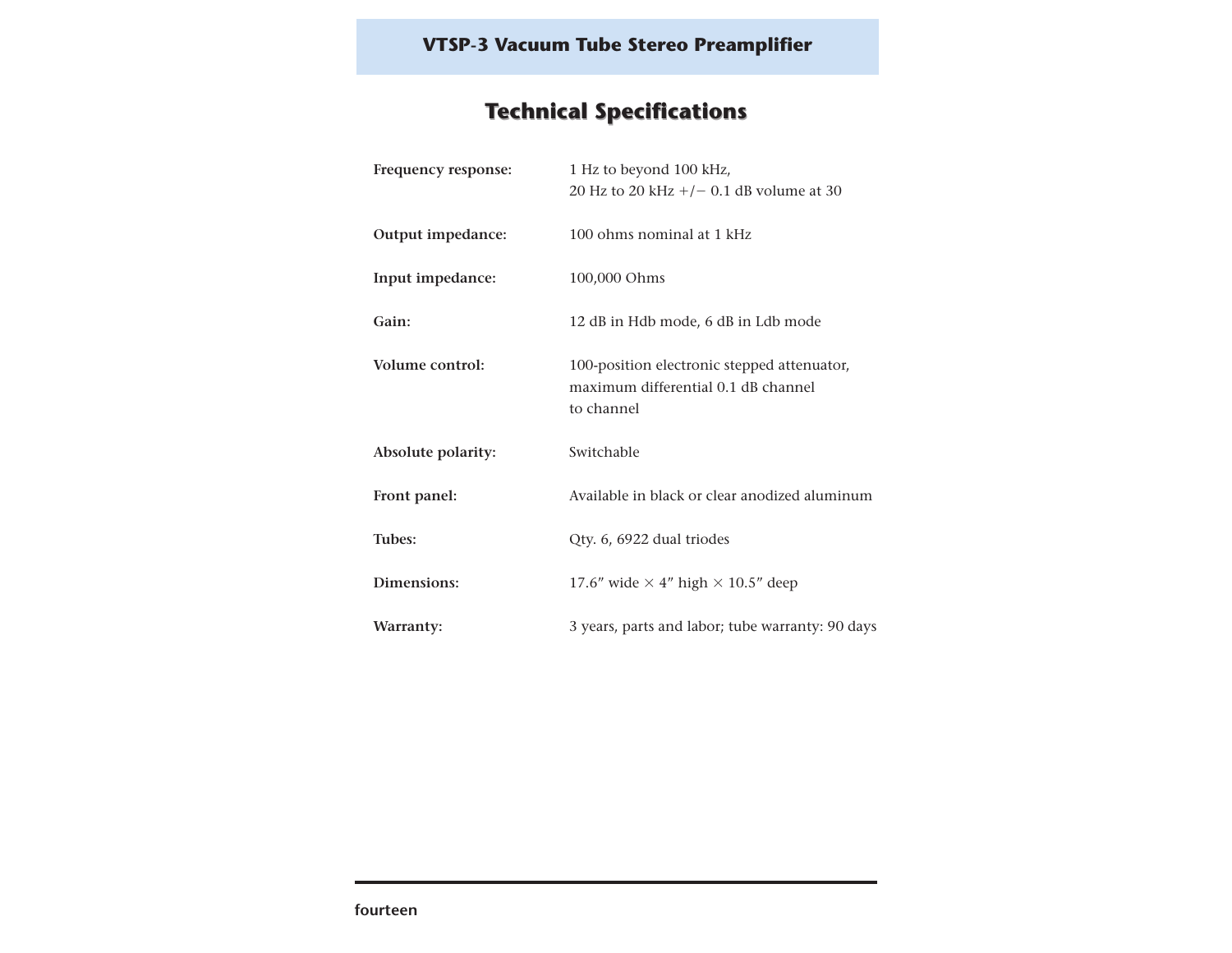## Technical Specifications

| | |
|---|---|
| **Frequency response:** | 1 Hz to beyond 100 kHz,<br>20 Hz to 20 kHz +/− 0.1 dB volume at 30 |
| **Output impedance:** | 100 ohms nominal at 1 kHz |
| **Input impedance:** | 100,000 Ohms |
| **Gain:** | 12 dB in Hdb mode, 6 dB in Ldb mode |
| **Volume control:** | 100-position electronic stepped attenuator, maximum differential 0.1 dB channel to channel |
| **Absolute polarity:** | Switchable |
| **Front panel:** | Available in black or clear anodized aluminum |
| **Tubes:** | Qty. 6, 6922 dual triodes |
| **Dimensions:** | 17.6″ wide × 4″ high × 10.5″ deep |
| **Warranty:** | 3 years, parts and labor; tube warranty: 90 days |